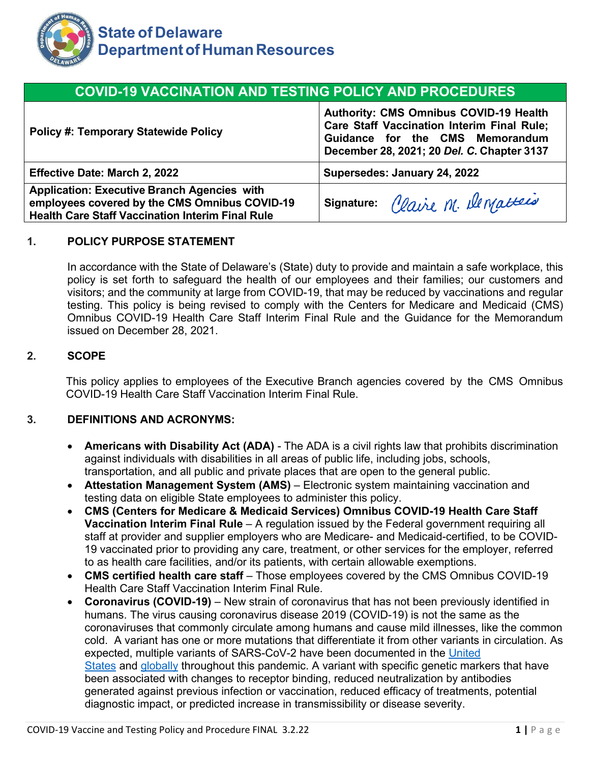# State of Delaware
# Department of Human Resources

| COVID-19 VACCINATION AND TESTING POLICY AND PROCEDURES | |
|---|---|
| **Policy #: Temporary Statewide Policy** | **Authority: CMS Omnibus COVID-19 Health Care Staff Vaccination Interim Final Rule; Guidance for the CMS Memorandum December 28, 2021; 20 *Del. C.* Chapter 3137** |
| **Effective Date: March 2, 2022** | **Supersedes: January 24, 2022** |
| **Application: Executive Branch Agencies with employees covered by the CMS Omnibus COVID-19 Health Care Staff Vaccination Interim Final Rule** | **Signature:** Claire M. DeMatteis |

## 1. POLICY PURPOSE STATEMENT

In accordance with the State of Delaware's (State) duty to provide and maintain a safe workplace, this policy is set forth to safeguard the health of our employees and their families; our customers and visitors; and the community at large from COVID-19, that may be reduced by vaccinations and regular testing. This policy is being revised to comply with the Centers for Medicare and Medicaid (CMS) Omnibus COVID-19 Health Care Staff Interim Final Rule and the Guidance for the Memorandum issued on December 28, 2021.

## 2. SCOPE

This policy applies to employees of the Executive Branch agencies covered by the CMS Omnibus COVID-19 Health Care Staff Vaccination Interim Final Rule.

## 3. DEFINITIONS AND ACRONYMS:

- **Americans with Disability Act (ADA)** - The ADA is a civil rights law that prohibits discrimination against individuals with disabilities in all areas of public life, including jobs, schools, transportation, and all public and private places that are open to the general public.
- **Attestation Management System (AMS)** – Electronic system maintaining vaccination and testing data on eligible State employees to administer this policy.
- **CMS (Centers for Medicare & Medicaid Services) Omnibus COVID-19 Health Care Staff Vaccination Interim Final Rule** – A regulation issued by the Federal government requiring all staff at provider and supplier employers who are Medicare- and Medicaid-certified, to be COVID-19 vaccinated prior to providing any care, treatment, or other services for the employer, referred to as health care facilities, and/or its patients, with certain allowable exemptions.
- **CMS certified health care staff** – Those employees covered by the CMS Omnibus COVID-19 Health Care Staff Vaccination Interim Final Rule.
- **Coronavirus (COVID-19)** – New strain of coronavirus that has not been previously identified in humans. The virus causing coronavirus disease 2019 (COVID-19) is not the same as the coronaviruses that commonly circulate among humans and cause mild illnesses, like the common cold. A variant has one or more mutations that differentiate it from other variants in circulation. As expected, multiple variants of SARS-CoV-2 have been documented in the United States and globally throughout this pandemic. A variant with specific genetic markers that have been associated with changes to receptor binding, reduced neutralization by antibodies generated against previous infection or vaccination, reduced efficacy of treatments, potential diagnostic impact, or predicted increase in transmissibility or disease severity.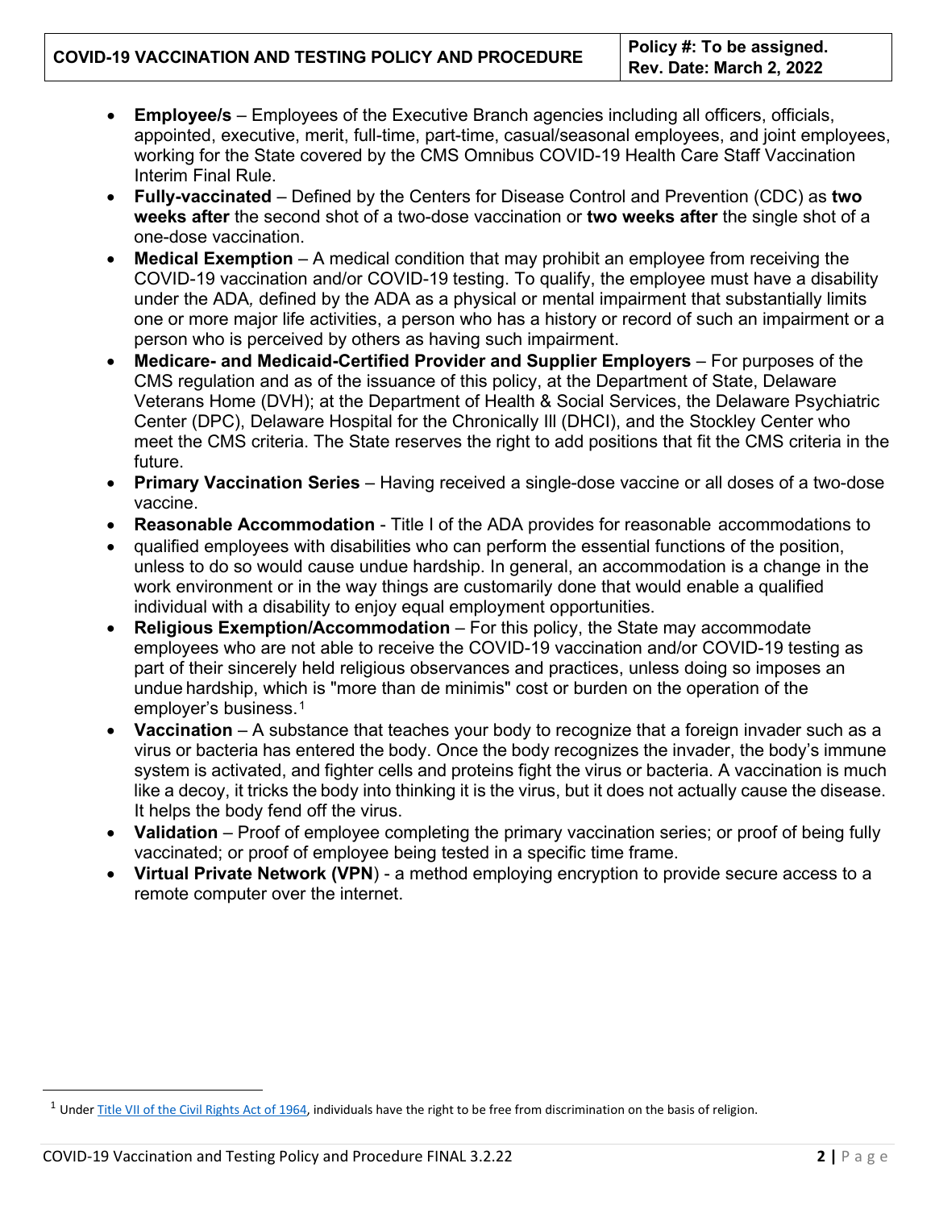- **Employee/s** – Employees of the Executive Branch agencies including all officers, officials, appointed, executive, merit, full-time, part-time, casual/seasonal employees, and joint employees, working for the State covered by the CMS Omnibus COVID-19 Health Care Staff Vaccination Interim Final Rule.
- **Fully-vaccinated** – Defined by the Centers for Disease Control and Prevention (CDC) as **two weeks after** the second shot of a two-dose vaccination or **two weeks after** the single shot of a one-dose vaccination.
- **Medical Exemption** – A medical condition that may prohibit an employee from receiving the COVID-19 vaccination and/or COVID-19 testing. To qualify, the employee must have a disability under the ADA, defined by the ADA as a physical or mental impairment that substantially limits one or more major life activities, a person who has a history or record of such an impairment or a person who is perceived by others as having such impairment.
- **Medicare- and Medicaid-Certified Provider and Supplier Employers** – For purposes of the CMS regulation and as of the issuance of this policy, at the Department of State, Delaware Veterans Home (DVH); at the Department of Health & Social Services, the Delaware Psychiatric Center (DPC), Delaware Hospital for the Chronically Ill (DHCI), and the Stockley Center who meet the CMS criteria. The State reserves the right to add positions that fit the CMS criteria in the future.
- **Primary Vaccination Series** – Having received a single-dose vaccine or all doses of a two-dose vaccine.
- **Reasonable Accommodation** - Title I of the ADA provides for reasonable accommodations to
- qualified employees with disabilities who can perform the essential functions of the position, unless to do so would cause undue hardship. In general, an accommodation is a change in the work environment or in the way things are customarily done that would enable a qualified individual with a disability to enjoy equal employment opportunities.
- **Religious Exemption/Accommodation** – For this policy, the State may accommodate employees who are not able to receive the COVID-19 vaccination and/or COVID-19 testing as part of their sincerely held religious observances and practices, unless doing so imposes an undue hardship, which is "more than de minimis" cost or burden on the operation of the employer's business.[1]
- **Vaccination** – A substance that teaches your body to recognize that a foreign invader such as a virus or bacteria has entered the body. Once the body recognizes the invader, the body's immune system is activated, and fighter cells and proteins fight the virus or bacteria. A vaccination is much like a decoy, it tricks the body into thinking it is the virus, but it does not actually cause the disease. It helps the body fend off the virus.
- **Validation** – Proof of employee completing the primary vaccination series; or proof of being fully vaccinated; or proof of employee being tested in a specific time frame.
- **Virtual Private Network (VPN**) - a method employing encryption to provide secure access to a remote computer over the internet.

[1] Under Title VII of the Civil Rights Act of 1964, individuals have the right to be free from discrimination on the basis of religion.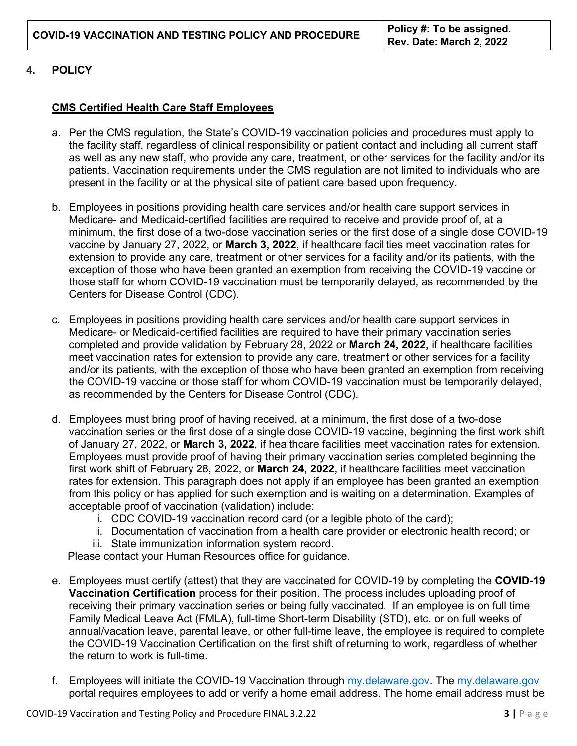## 4. POLICY

**CMS Certified Health Care Staff Employees**

a. Per the CMS regulation, the State's COVID-19 vaccination policies and procedures must apply to the facility staff, regardless of clinical responsibility or patient contact and including all current staff as well as any new staff, who provide any care, treatment, or other services for the facility and/or its patients. Vaccination requirements under the CMS regulation are not limited to individuals who are present in the facility or at the physical site of patient care based upon frequency.

b. Employees in positions providing health care services and/or health care support services in Medicare- and Medicaid-certified facilities are required to receive and provide proof of, at a minimum, the first dose of a two-dose vaccination series or the first dose of a single dose COVID-19 vaccine by January 27, 2022, or **March 3, 2022**, if healthcare facilities meet vaccination rates for extension to provide any care, treatment or other services for a facility and/or its patients, with the exception of those who have been granted an exemption from receiving the COVID-19 vaccine or those staff for whom COVID-19 vaccination must be temporarily delayed, as recommended by the Centers for Disease Control (CDC).

c. Employees in positions providing health care services and/or health care support services in Medicare- or Medicaid-certified facilities are required to have their primary vaccination series completed and provide validation by February 28, 2022 or **March 24, 2022,** if healthcare facilities meet vaccination rates for extension to provide any care, treatment or other services for a facility and/or its patients, with the exception of those who have been granted an exemption from receiving the COVID-19 vaccine or those staff for whom COVID-19 vaccination must be temporarily delayed, as recommended by the Centers for Disease Control (CDC).

d. Employees must bring proof of having received, at a minimum, the first dose of a two-dose vaccination series or the first dose of a single dose COVID-19 vaccine, beginning the first work shift of January 27, 2022, or **March 3, 2022**, if healthcare facilities meet vaccination rates for extension. Employees must provide proof of having their primary vaccination series completed beginning the first work shift of February 28, 2022, or **March 24, 2022,** if healthcare facilities meet vaccination rates for extension. This paragraph does not apply if an employee has been granted an exemption from this policy or has applied for such exemption and is waiting on a determination. Examples of acceptable proof of vaccination (validation) include:
   i. CDC COVID-19 vaccination record card (or a legible photo of the card);
   ii. Documentation of vaccination from a health care provider or electronic health record; or
   iii. State immunization information system record.

   Please contact your Human Resources office for guidance.

e. Employees must certify (attest) that they are vaccinated for COVID-19 by completing the **COVID-19 Vaccination Certification** process for their position. The process includes uploading proof of receiving their primary vaccination series or being fully vaccinated. If an employee is on full time Family Medical Leave Act (FMLA), full-time Short-term Disability (STD), etc. or on full weeks of annual/vacation leave, parental leave, or other full-time leave, the employee is required to complete the COVID-19 Vaccination Certification on the first shift of returning to work, regardless of whether the return to work is full-time.

f. Employees will initiate the COVID-19 Vaccination through my.delaware.gov. The my.delaware.gov portal requires employees to add or verify a home email address. The home email address must be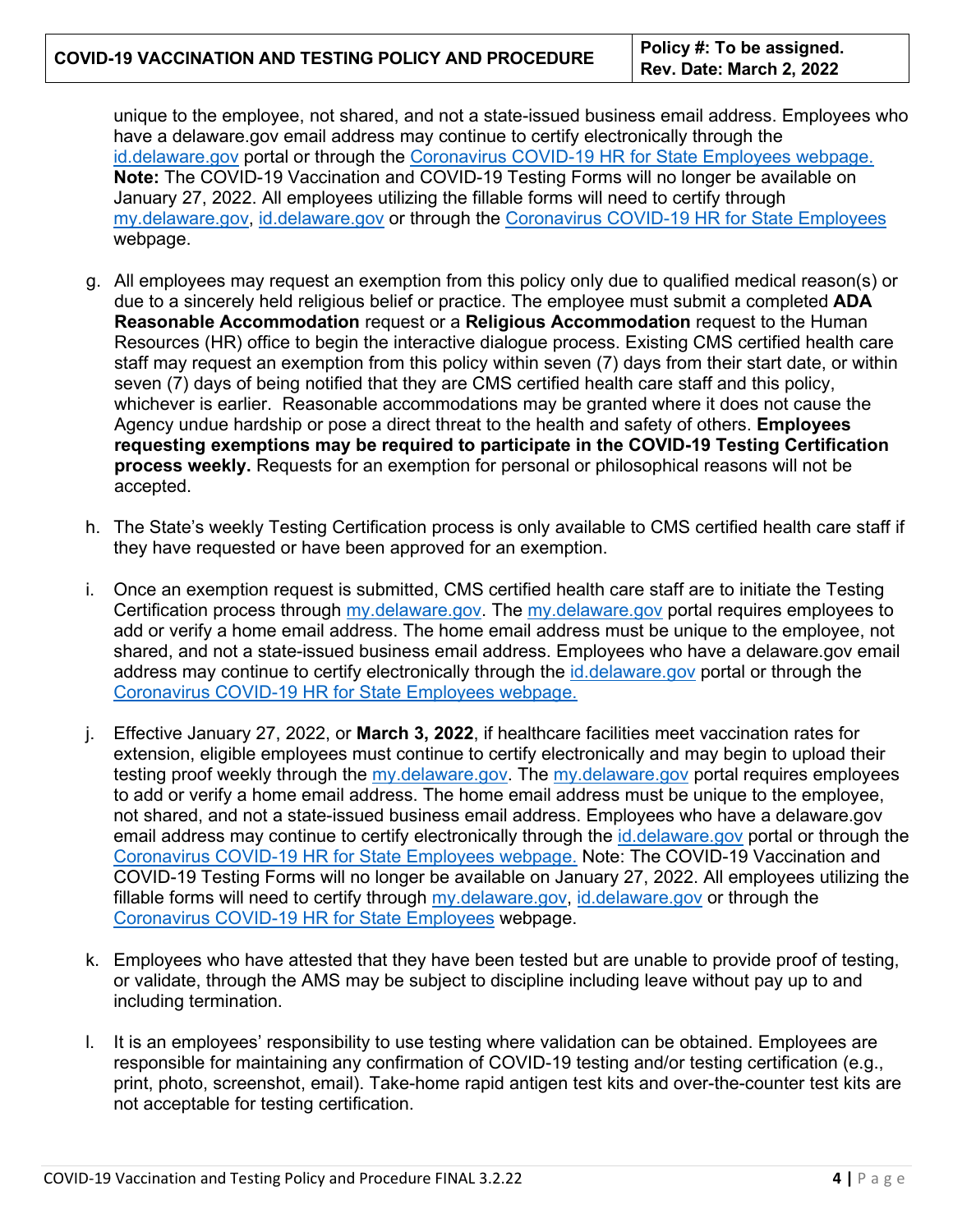unique to the employee, not shared, and not a state-issued business email address. Employees who have a delaware.gov email address may continue to certify electronically through the id.delaware.gov portal or through the Coronavirus COVID-19 HR for State Employees webpage. **Note:** The COVID-19 Vaccination and COVID-19 Testing Forms will no longer be available on January 27, 2022. All employees utilizing the fillable forms will need to certify through my.delaware.gov, id.delaware.gov or through the Coronavirus COVID-19 HR for State Employees webpage.

g. All employees may request an exemption from this policy only due to qualified medical reason(s) or due to a sincerely held religious belief or practice. The employee must submit a completed **ADA Reasonable Accommodation** request or a **Religious Accommodation** request to the Human Resources (HR) office to begin the interactive dialogue process. Existing CMS certified health care staff may request an exemption from this policy within seven (7) days from their start date, or within seven (7) days of being notified that they are CMS certified health care staff and this policy, whichever is earlier. Reasonable accommodations may be granted where it does not cause the Agency undue hardship or pose a direct threat to the health and safety of others. **Employees requesting exemptions may be required to participate in the COVID-19 Testing Certification process weekly.** Requests for an exemption for personal or philosophical reasons will not be accepted.

h. The State's weekly Testing Certification process is only available to CMS certified health care staff if they have requested or have been approved for an exemption.

i. Once an exemption request is submitted, CMS certified health care staff are to initiate the Testing Certification process through my.delaware.gov. The my.delaware.gov portal requires employees to add or verify a home email address. The home email address must be unique to the employee, not shared, and not a state-issued business email address. Employees who have a delaware.gov email address may continue to certify electronically through the id.delaware.gov portal or through the Coronavirus COVID-19 HR for State Employees webpage.

j. Effective January 27, 2022, or **March 3, 2022**, if healthcare facilities meet vaccination rates for extension, eligible employees must continue to certify electronically and may begin to upload their testing proof weekly through the my.delaware.gov. The my.delaware.gov portal requires employees to add or verify a home email address. The home email address must be unique to the employee, not shared, and not a state-issued business email address. Employees who have a delaware.gov email address may continue to certify electronically through the id.delaware.gov portal or through the Coronavirus COVID-19 HR for State Employees webpage. Note: The COVID-19 Vaccination and COVID-19 Testing Forms will no longer be available on January 27, 2022. All employees utilizing the fillable forms will need to certify through my.delaware.gov, id.delaware.gov or through the Coronavirus COVID-19 HR for State Employees webpage.

k. Employees who have attested that they have been tested but are unable to provide proof of testing, or validate, through the AMS may be subject to discipline including leave without pay up to and including termination.

l. It is an employees' responsibility to use testing where validation can be obtained. Employees are responsible for maintaining any confirmation of COVID-19 testing and/or testing certification (e.g., print, photo, screenshot, email). Take-home rapid antigen test kits and over-the-counter test kits are not acceptable for testing certification.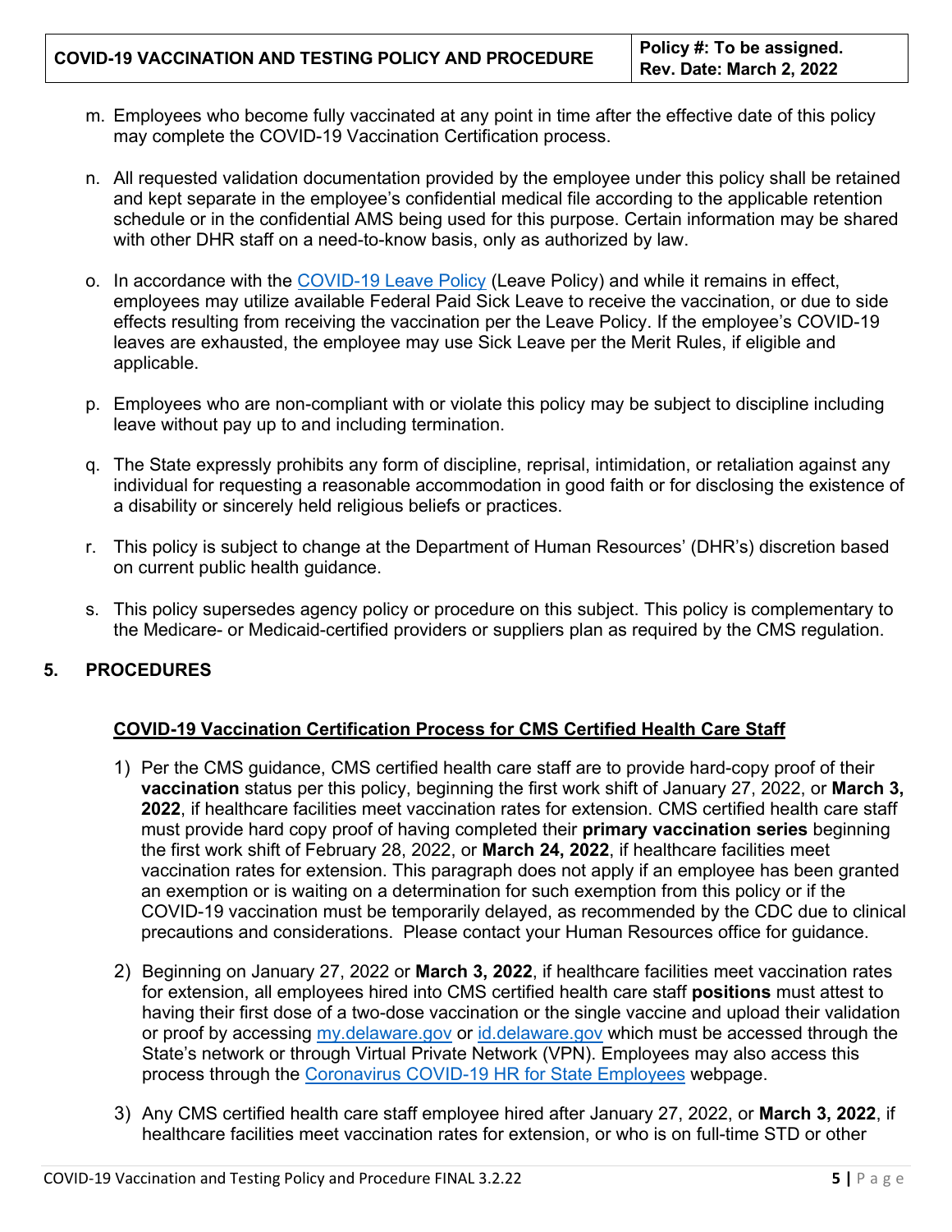m. Employees who become fully vaccinated at any point in time after the effective date of this policy may complete the COVID-19 Vaccination Certification process.

n. All requested validation documentation provided by the employee under this policy shall be retained and kept separate in the employee's confidential medical file according to the applicable retention schedule or in the confidential AMS being used for this purpose. Certain information may be shared with other DHR staff on a need-to-know basis, only as authorized by law.

o. In accordance with the [COVID-19 Leave Policy](#) (Leave Policy) and while it remains in effect, employees may utilize available Federal Paid Sick Leave to receive the vaccination, or due to side effects resulting from receiving the vaccination per the Leave Policy. If the employee's COVID-19 leaves are exhausted, the employee may use Sick Leave per the Merit Rules, if eligible and applicable.

p. Employees who are non-compliant with or violate this policy may be subject to discipline including leave without pay up to and including termination.

q. The State expressly prohibits any form of discipline, reprisal, intimidation, or retaliation against any individual for requesting a reasonable accommodation in good faith or for disclosing the existence of a disability or sincerely held religious beliefs or practices.

r. This policy is subject to change at the Department of Human Resources' (DHR's) discretion based on current public health guidance.

s. This policy supersedes agency policy or procedure on this subject. This policy is complementary to the Medicare- or Medicaid-certified providers or suppliers plan as required by the CMS regulation.

## 5. PROCEDURES

**COVID-19 Vaccination Certification Process for CMS Certified Health Care Staff**

1) Per the CMS guidance, CMS certified health care staff are to provide hard-copy proof of their **vaccination** status per this policy, beginning the first work shift of January 27, 2022, or **March 3, 2022**, if healthcare facilities meet vaccination rates for extension. CMS certified health care staff must provide hard copy proof of having completed their **primary vaccination series** beginning the first work shift of February 28, 2022, or **March 24, 2022**, if healthcare facilities meet vaccination rates for extension. This paragraph does not apply if an employee has been granted an exemption or is waiting on a determination for such exemption from this policy or if the COVID-19 vaccination must be temporarily delayed, as recommended by the CDC due to clinical precautions and considerations. Please contact your Human Resources office for guidance.

2) Beginning on January 27, 2022 or **March 3, 2022**, if healthcare facilities meet vaccination rates for extension, all employees hired into CMS certified health care staff **positions** must attest to having their first dose of a two-dose vaccination or the single vaccine and upload their validation or proof by accessing [my.delaware.gov](#) or [id.delaware.gov](#) which must be accessed through the State's network or through Virtual Private Network (VPN). Employees may also access this process through the [Coronavirus COVID-19 HR for State Employees](#) webpage.

3) Any CMS certified health care staff employee hired after January 27, 2022, or **March 3, 2022**, if healthcare facilities meet vaccination rates for extension, or who is on full-time STD or other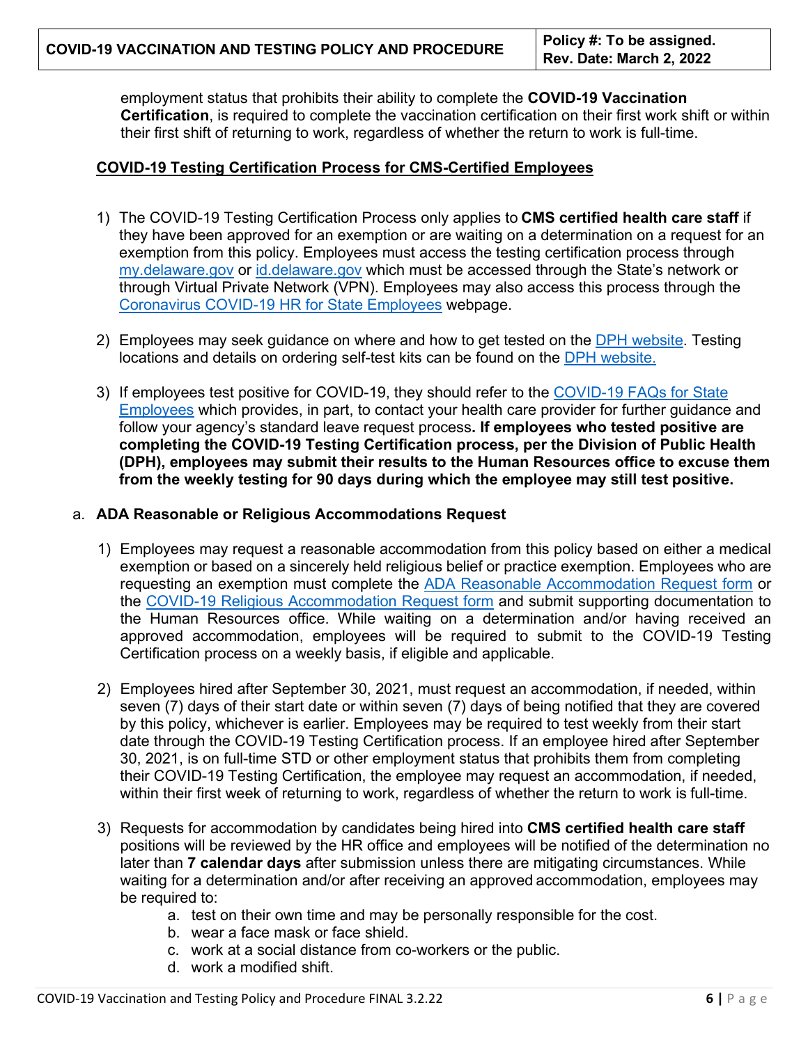employment status that prohibits their ability to complete the **COVID-19 Vaccination Certification**, is required to complete the vaccination certification on their first work shift or within their first shift of returning to work, regardless of whether the return to work is full-time.

## COVID-19 Testing Certification Process for CMS-Certified Employees

1) The COVID-19 Testing Certification Process only applies to **CMS certified health care staff** if they have been approved for an exemption or are waiting on a determination on a request for an exemption from this policy. Employees must access the testing certification process through my.delaware.gov or id.delaware.gov which must be accessed through the State's network or through Virtual Private Network (VPN). Employees may also access this process through the Coronavirus COVID-19 HR for State Employees webpage.

2) Employees may seek guidance on where and how to get tested on the DPH website. Testing locations and details on ordering self-test kits can be found on the DPH website.

3) If employees test positive for COVID-19, they should refer to the COVID-19 FAQs for State Employees which provides, in part, to contact your health care provider for further guidance and follow your agency's standard leave request process**. If employees who tested positive are completing the COVID-19 Testing Certification process, per the Division of Public Health (DPH), employees may submit their results to the Human Resources office to excuse them from the weekly testing for 90 days during which the employee may still test positive.**

a. **ADA Reasonable or Religious Accommodations Request**

1) Employees may request a reasonable accommodation from this policy based on either a medical exemption or based on a sincerely held religious belief or practice exemption. Employees who are requesting an exemption must complete the ADA Reasonable Accommodation Request form or the COVID-19 Religious Accommodation Request form and submit supporting documentation to the Human Resources office. While waiting on a determination and/or having received an approved accommodation, employees will be required to submit to the COVID-19 Testing Certification process on a weekly basis, if eligible and applicable.

2) Employees hired after September 30, 2021, must request an accommodation, if needed, within seven (7) days of their start date or within seven (7) days of being notified that they are covered by this policy, whichever is earlier. Employees may be required to test weekly from their start date through the COVID-19 Testing Certification process. If an employee hired after September 30, 2021, is on full-time STD or other employment status that prohibits them from completing their COVID-19 Testing Certification, the employee may request an accommodation, if needed, within their first week of returning to work, regardless of whether the return to work is full-time.

3) Requests for accommodation by candidates being hired into **CMS certified health care staff** positions will be reviewed by the HR office and employees will be notified of the determination no later than **7 calendar days** after submission unless there are mitigating circumstances. While waiting for a determination and/or after receiving an approved accommodation, employees may be required to:
    a. test on their own time and may be personally responsible for the cost.
    b. wear a face mask or face shield.
    c. work at a social distance from co-workers or the public.
    d. work a modified shift.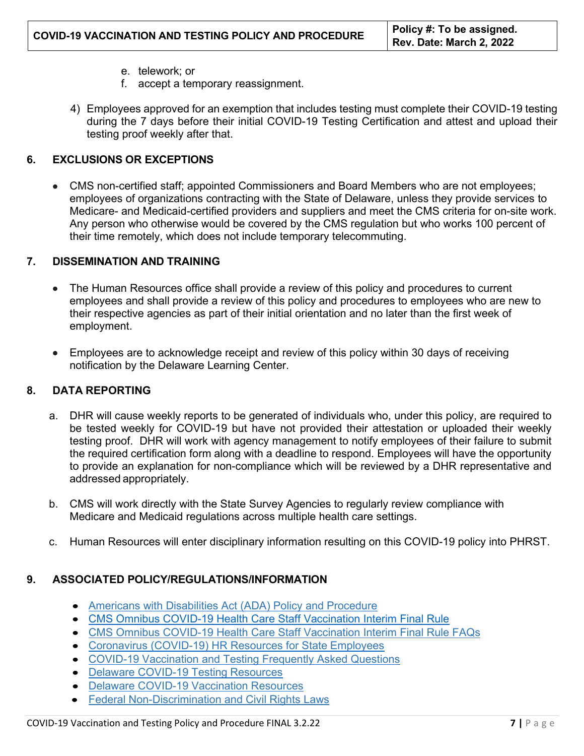e. telework; or
   f. accept a temporary reassignment.

4) Employees approved for an exemption that includes testing must complete their COVID-19 testing during the 7 days before their initial COVID-19 Testing Certification and attest and upload their testing proof weekly after that.

## 6. EXCLUSIONS OR EXCEPTIONS

- CMS non-certified staff; appointed Commissioners and Board Members who are not employees; employees of organizations contracting with the State of Delaware, unless they provide services to Medicare- and Medicaid-certified providers and suppliers and meet the CMS criteria for on-site work. Any person who otherwise would be covered by the CMS regulation but who works 100 percent of their time remotely, which does not include temporary telecommuting.

## 7. DISSEMINATION AND TRAINING

- The Human Resources office shall provide a review of this policy and procedures to current employees and shall provide a review of this policy and procedures to employees who are new to their respective agencies as part of their initial orientation and no later than the first week of employment.

- Employees are to acknowledge receipt and review of this policy within 30 days of receiving notification by the Delaware Learning Center.

## 8. DATA REPORTING

a. DHR will cause weekly reports to be generated of individuals who, under this policy, are required to be tested weekly for COVID-19 but have not provided their attestation or uploaded their weekly testing proof. DHR will work with agency management to notify employees of their failure to submit the required certification form along with a deadline to respond. Employees will have the opportunity to provide an explanation for non-compliance which will be reviewed by a DHR representative and addressed appropriately.

b. CMS will work directly with the State Survey Agencies to regularly review compliance with Medicare and Medicaid regulations across multiple health care settings.

c. Human Resources will enter disciplinary information resulting on this COVID-19 policy into PHRST.

## 9. ASSOCIATED POLICY/REGULATIONS/INFORMATION

- Americans with Disabilities Act (ADA) Policy and Procedure
- CMS Omnibus COVID-19 Health Care Staff Vaccination Interim Final Rule
- CMS Omnibus COVID-19 Health Care Staff Vaccination Interim Final Rule FAQs
- Coronavirus (COVID-19) HR Resources for State Employees
- COVID-19 Vaccination and Testing Frequently Asked Questions
- Delaware COVID-19 Testing Resources
- Delaware COVID-19 Vaccination Resources
- Federal Non-Discrimination and Civil Rights Laws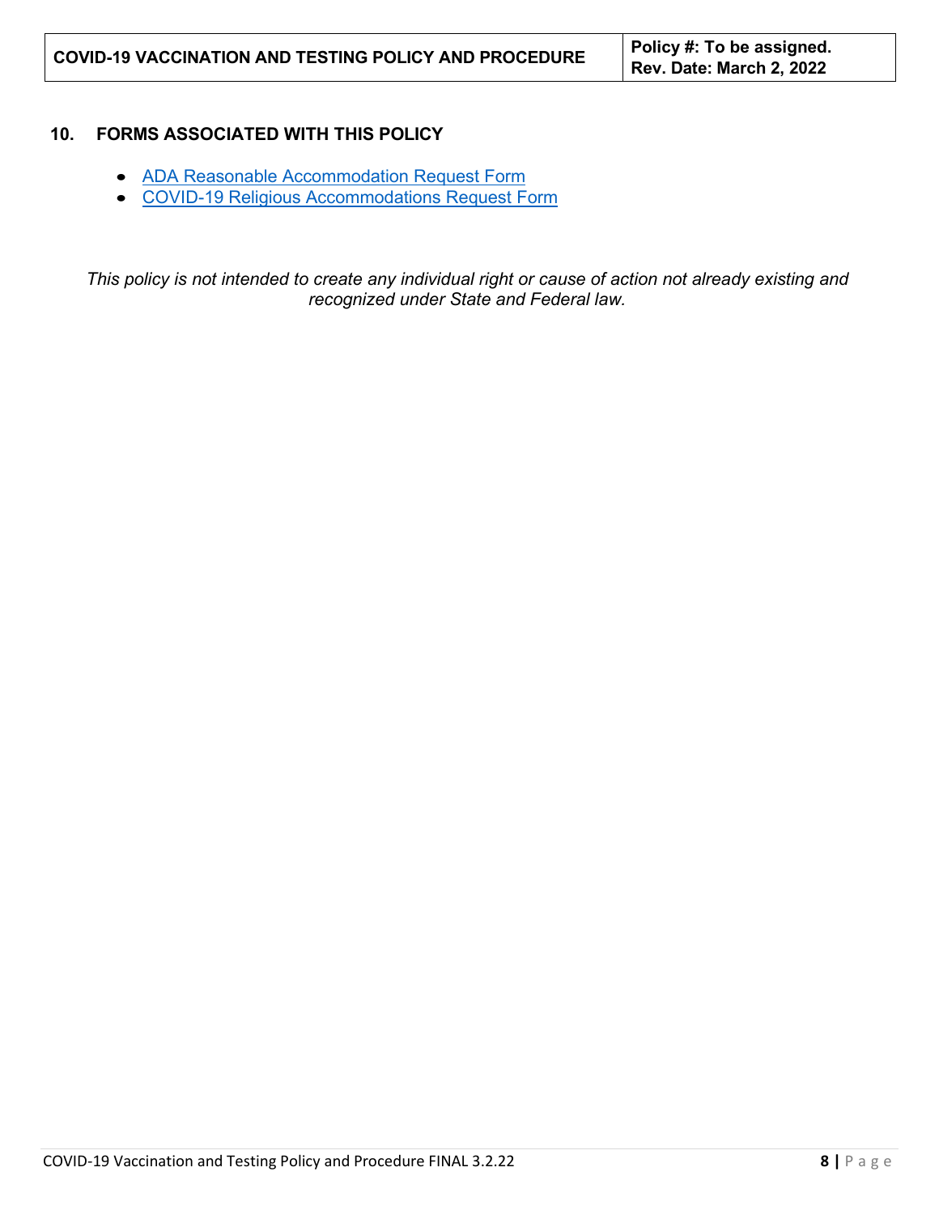## 10. FORMS ASSOCIATED WITH THIS POLICY

- ADA Reasonable Accommodation Request Form
- COVID-19 Religious Accommodations Request Form

*This policy is not intended to create any individual right or cause of action not already existing and recognized under State and Federal law.*